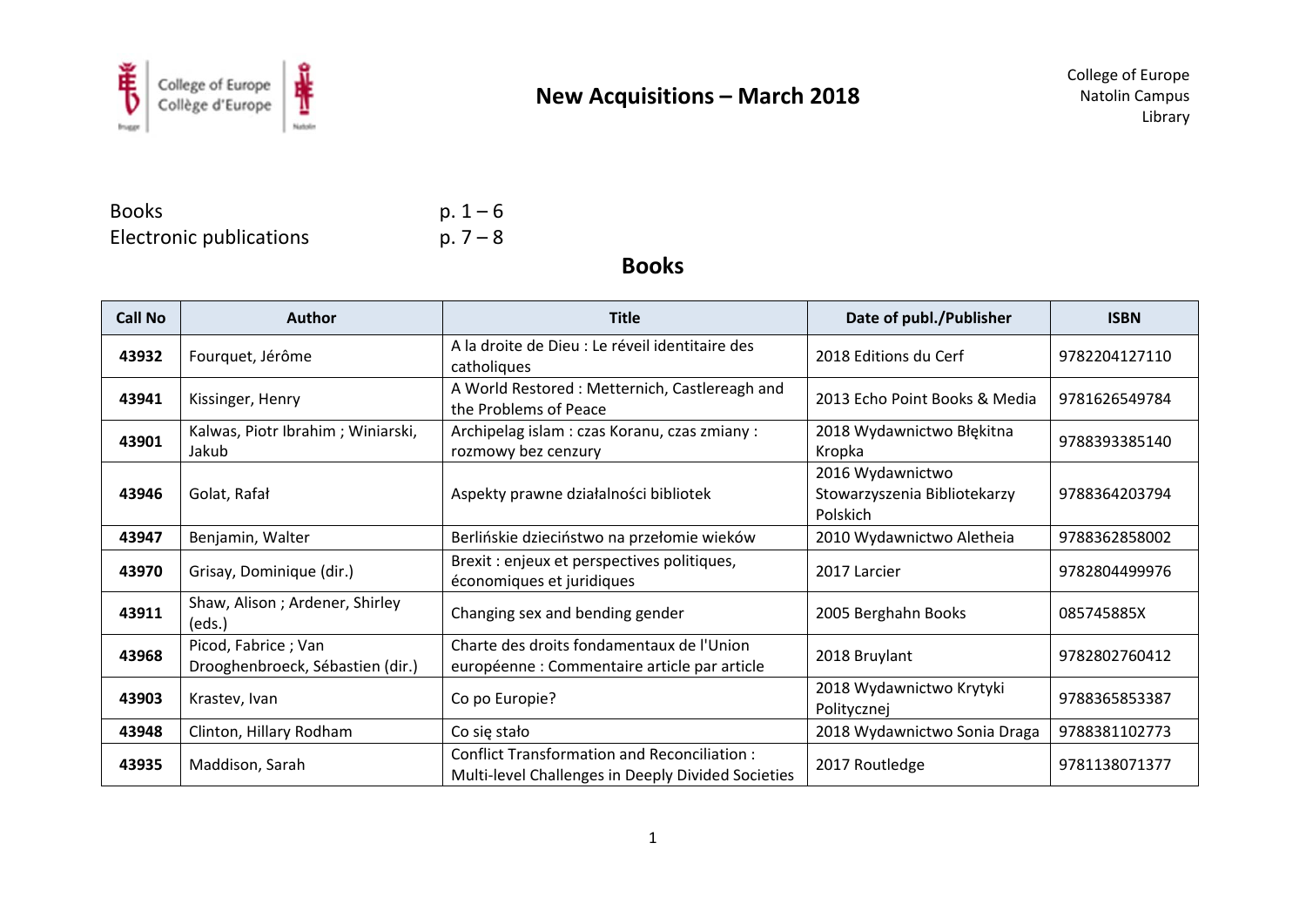# New Acquisitions – March 2018

College of Europe
Natolin Campus
Library

Books p. 1 – 6
Electronic publications p. 7 – 8

## Books

| Call No | Author | Title | Date of publ./Publisher | ISBN |
|---|---|---|---|---|
| **43932** | Fourquet, Jérôme | A la droite de Dieu : Le réveil identitaire des catholiques | 2018 Editions du Cerf | 9782204127110 |
| **43941** | Kissinger, Henry | A World Restored : Metternich, Castlereagh and the Problems of Peace | 2013 Echo Point Books & Media | 9781626549784 |
| **43901** | Kalwas, Piotr Ibrahim ; Winiarski, Jakub | Archipelag islam : czas Koranu, czas zmiany : rozmowy bez cenzury | 2018 Wydawnictwo Błękitna Kropka | 9788393385140 |
| **43946** | Golat, Rafał | Aspekty prawne działalności bibliotek | 2016 Wydawnictwo Stowarzyszenia Bibliotekarzy Polskich | 9788364203794 |
| **43947** | Benjamin, Walter | Berlińskie dzieciństwo na przełomie wieków | 2010 Wydawnictwo Aletheia | 9788362858002 |
| **43970** | Grisay, Dominique (dir.) | Brexit : enjeux et perspectives politiques, économiques et juridiques | 2017 Larcier | 9782804499976 |
| **43911** | Shaw, Alison ; Ardener, Shirley (eds.) | Changing sex and bending gender | 2005 Berghahn Books | 085745885X |
| **43968** | Picod, Fabrice ; Van Drooghenbroeck, Sébastien (dir.) | Charte des droits fondamentaux de l'Union européenne : Commentaire article par article | 2018 Bruylant | 9782802760412 |
| **43903** | Krastev, Ivan | Co po Europie? | 2018 Wydawnictwo Krytyki Politycznej | 9788365853387 |
| **43948** | Clinton, Hillary Rodham | Co się stało | 2018 Wydawnictwo Sonia Draga | 9788381102773 |
| **43935** | Maddison, Sarah | Conflict Transformation and Reconciliation : Multi-level Challenges in Deeply Divided Societies | 2017 Routledge | 9781138071377 |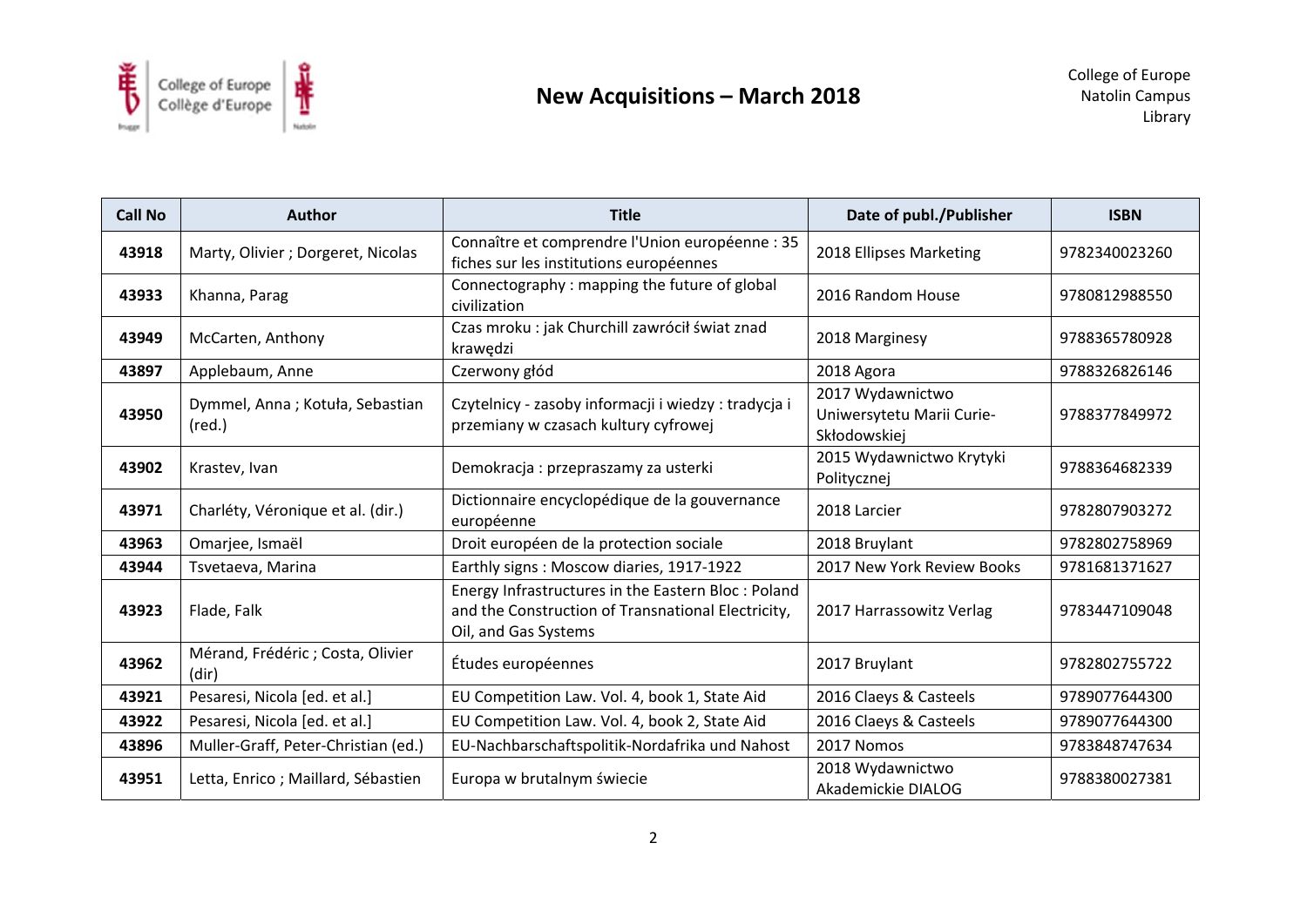# New Acquisitions – March 2018

College of Europe
Natolin Campus
Library

| Call No | Author | Title | Date of publ./Publisher | ISBN |
| --- | --- | --- | --- | --- |
| **43918** | Marty, Olivier ; Dorgeret, Nicolas | Connaître et comprendre l'Union européenne : 35 fiches sur les institutions européennes | 2018 Ellipses Marketing | 9782340023260 |
| **43933** | Khanna, Parag | Connectography : mapping the future of global civilization | 2016 Random House | 9780812988550 |
| **43949** | McCarten, Anthony | Czas mroku : jak Churchill zawrócił świat znad krawędzi | 2018 Marginesy | 9788365780928 |
| **43897** | Applebaum, Anne | Czerwony głód | 2018 Agora | 9788326826146 |
| **43950** | Dymmel, Anna ; Kotuła, Sebastian (red.) | Czytelnicy - zasoby informacji i wiedzy : tradycja i przemiany w czasach kultury cyfrowej | 2017 Wydawnictwo Uniwersytetu Marii Curie-Skłodowskiej | 9788377849972 |
| **43902** | Krastev, Ivan | Demokracja : przepraszamy za usterki | 2015 Wydawnictwo Krytyki Politycznej | 9788364682339 |
| **43971** | Charléty, Véronique et al. (dir.) | Dictionnaire encyclopédique de la gouvernance européenne | 2018 Larcier | 9782807903272 |
| **43963** | Omarjee, Ismaël | Droit européen de la protection sociale | 2018 Bruylant | 9782802758969 |
| **43944** | Tsvetaeva, Marina | Earthly signs : Moscow diaries, 1917-1922 | 2017 New York Review Books | 9781681371627 |
| **43923** | Flade, Falk | Energy Infrastructures in the Eastern Bloc : Poland and the Construction of Transnational Electricity, Oil, and Gas Systems | 2017 Harrassowitz Verlag | 9783447109048 |
| **43962** | Mérand, Frédéric ; Costa, Olivier (dir) | Études européennes | 2017 Bruylant | 9782802755722 |
| **43921** | Pesaresi, Nicola [ed. et al.] | EU Competition Law. Vol. 4, book 1, State Aid | 2016 Claeys & Casteels | 9789077644300 |
| **43922** | Pesaresi, Nicola [ed. et al.] | EU Competition Law. Vol. 4, book 2, State Aid | 2016 Claeys & Casteels | 9789077644300 |
| **43896** | Muller-Graff, Peter-Christian (ed.) | EU-Nachbarschaftspolitik-Nordafrika und Nahost | 2017 Nomos | 9783848747634 |
| **43951** | Letta, Enrico ; Maillard, Sébastien | Europa w brutalnym świecie | 2018 Wydawnictwo Akademickie DIALOG | 9788380027381 |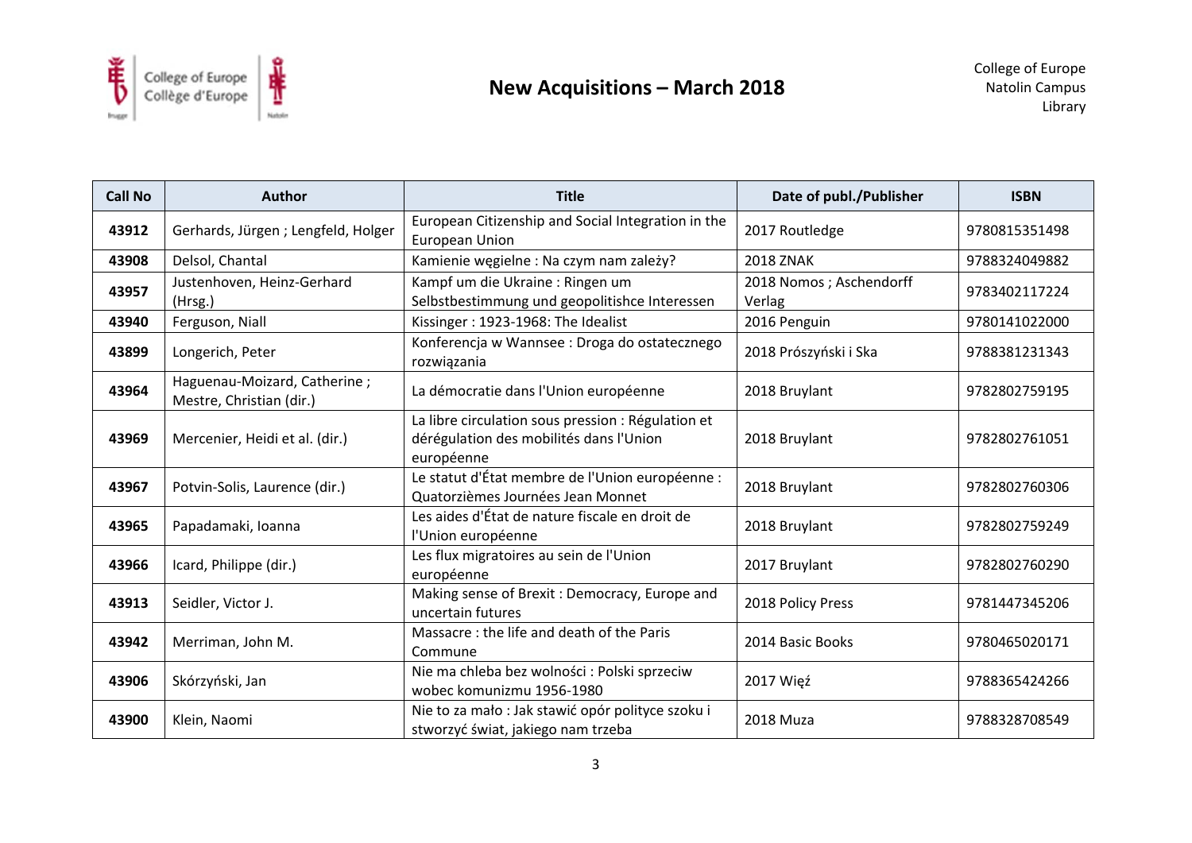# New Acquisitions – March 2018

College of Europe
Natolin Campus
Library

| Call No | Author | Title | Date of publ./Publisher | ISBN |
| --- | --- | --- | --- | --- |
| 43912 | Gerhards, Jürgen ; Lengfeld, Holger | European Citizenship and Social Integration in the European Union | 2017 Routledge | 9780815351498 |
| 43908 | Delsol, Chantal | Kamienie węgielne : Na czym nam zależy? | 2018 ZNAK | 9788324049882 |
| 43957 | Justenhoven, Heinz-Gerhard (Hrsg.) | Kampf um die Ukraine : Ringen um Selbstbestimmung und geopolitishce Interessen | 2018 Nomos ; Aschendorff Verlag | 9783402117224 |
| 43940 | Ferguson, Niall | Kissinger : 1923-1968: The Idealist | 2016 Penguin | 9780141022000 |
| 43899 | Longerich, Peter | Konferencja w Wannsee : Droga do ostatecznego rozwiązania | 2018 Prószyński i Ska | 9788381231343 |
| 43964 | Haguenau-Moizard, Catherine ; Mestre, Christian (dir.) | La démocratie dans l'Union européenne | 2018 Bruylant | 9782802759195 |
| 43969 | Mercenier, Heidi et al. (dir.) | La libre circulation sous pression : Régulation et dérégulation des mobilités dans l'Union européenne | 2018 Bruylant | 9782802761051 |
| 43967 | Potvin-Solis, Laurence (dir.) | Le statut d'État membre de l'Union européenne : Quatorzièmes Journées Jean Monnet | 2018 Bruylant | 9782802760306 |
| 43965 | Papadamaki, Ioanna | Les aides d'État de nature fiscale en droit de l'Union européenne | 2018 Bruylant | 9782802759249 |
| 43966 | Icard, Philippe (dir.) | Les flux migratoires au sein de l'Union européenne | 2017 Bruylant | 9782802760290 |
| 43913 | Seidler, Victor J. | Making sense of Brexit : Democracy, Europe and uncertain futures | 2018 Policy Press | 9781447345206 |
| 43942 | Merriman, John M. | Massacre : the life and death of the Paris Commune | 2014 Basic Books | 9780465020171 |
| 43906 | Skórzyński, Jan | Nie ma chleba bez wolności : Polski sprzeciw wobec komunizmu 1956-1980 | 2017 Więź | 9788365424266 |
| 43900 | Klein, Naomi | Nie to za mało : Jak stawić opór polityce szoku i stworzyć świat, jakiego nam trzeba | 2018 Muza | 9788328708549 |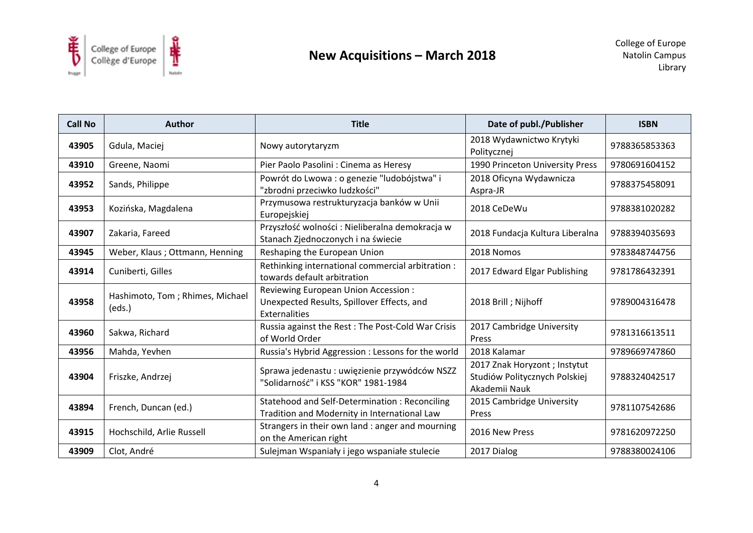# New Acquisitions – March 2018

College of Europe
Natolin Campus
Library

| Call No | Author | Title | Date of publ./Publisher | ISBN |
|---|---|---|---|---|
| **43905** | Gdula, Maciej | Nowy autorytaryzm | 2018 Wydawnictwo Krytyki Politycznej | 9788365853363 |
| **43910** | Greene, Naomi | Pier Paolo Pasolini : Cinema as Heresy | 1990 Princeton University Press | 9780691604152 |
| **43952** | Sands, Philippe | Powrót do Lwowa : o genezie "ludobójstwa" i "zbrodni przeciwko ludzkości" | 2018 Oficyna Wydawnicza Aspra-JR | 9788375458091 |
| **43953** | Kozińska, Magdalena | Przymusowa restrukturyzacja banków w Unii Europejskiej | 2018 CeDeWu | 9788381020282 |
| **43907** | Zakaria, Fareed | Przyszłość wolności : Nieliberalna demokracja w Stanach Zjednoczonych i na świecie | 2018 Fundacja Kultura Liberalna | 9788394035693 |
| **43945** | Weber, Klaus ; Ottmann, Henning | Reshaping the European Union | 2018 Nomos | 9783848744756 |
| **43914** | Cuniberti, Gilles | Rethinking international commercial arbitration : towards default arbitration | 2017 Edward Elgar Publishing | 9781786432391 |
| **43958** | Hashimoto, Tom ; Rhimes, Michael (eds.) | Reviewing European Union Accession : Unexpected Results, Spillover Effects, and Externalities | 2018 Brill ; Nijhoff | 9789004316478 |
| **43960** | Sakwa, Richard | Russia against the Rest : The Post-Cold War Crisis of World Order | 2017 Cambridge University Press | 9781316613511 |
| **43956** | Mahda, Yevhen | Russia's Hybrid Aggression : Lessons for the world | 2018 Kalamar | 9789669747860 |
| **43904** | Friszke, Andrzej | Sprawa jedenastu : uwięzienie przywódców NSZZ "Solidarność" i KSS "KOR" 1981-1984 | 2017 Znak Horyzont ; Instytut Studiów Politycznych Polskiej Akademii Nauk | 9788324042517 |
| **43894** | French, Duncan (ed.) | Statehood and Self-Determination : Reconciling Tradition and Modernity in International Law | 2015 Cambridge University Press | 9781107542686 |
| **43915** | Hochschild, Arlie Russell | Strangers in their own land : anger and mourning on the American right | 2016 New Press | 9781620972250 |
| **43909** | Clot, André | Sulejman Wspaniały i jego wspaniałe stulecie | 2017 Dialog | 9788380024106 |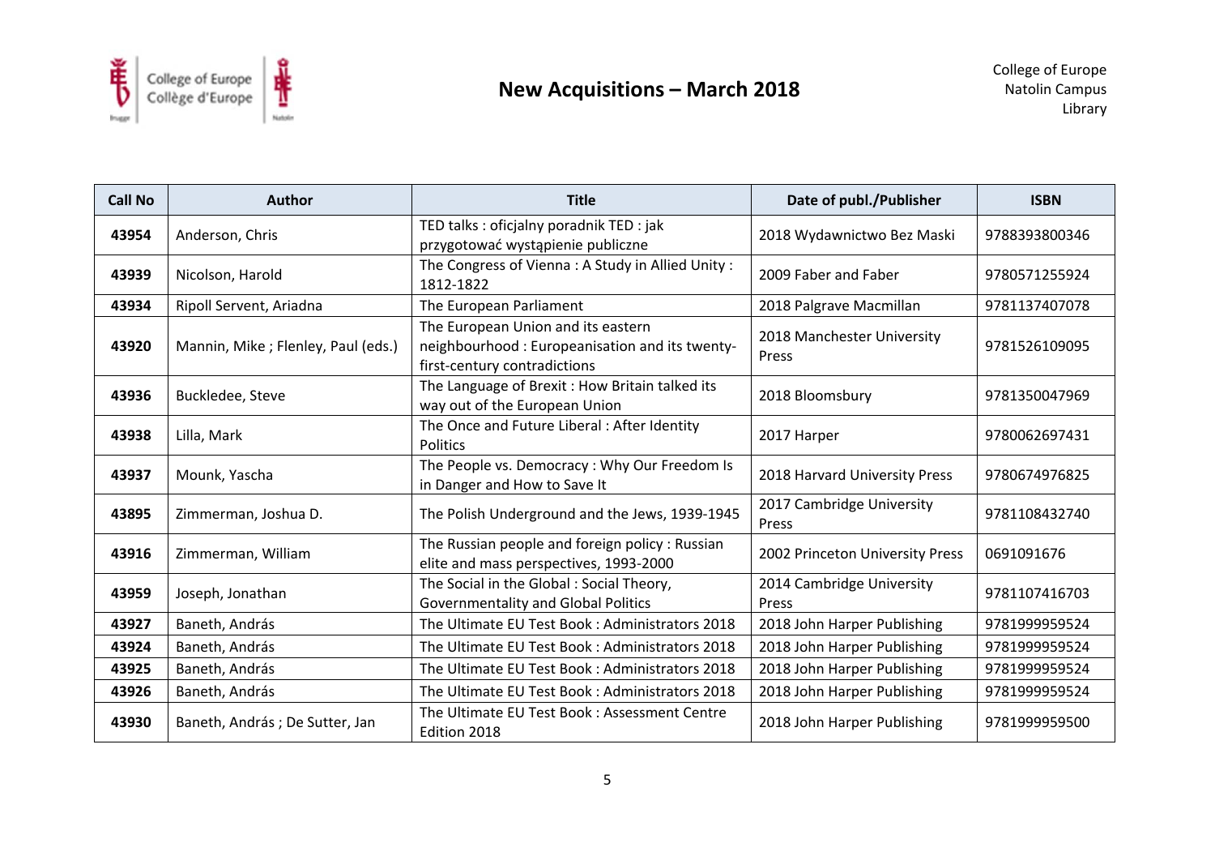| Call No | Author | Title | Date of publ./Publisher | ISBN |
|---|---|---|---|---|
| 43954 | Anderson, Chris | TED talks : oficjalny poradnik TED : jak przygotować wystąpienie publiczne | 2018 Wydawnictwo Bez Maski | 9788393800346 |
| 43939 | Nicolson, Harold | The Congress of Vienna : A Study in Allied Unity : 1812-1822 | 2009 Faber and Faber | 9780571255924 |
| 43934 | Ripoll Servent, Ariadna | The European Parliament | 2018 Palgrave Macmillan | 9781137407078 |
| 43920 | Mannin, Mike ; Flenley, Paul (eds.) | The European Union and its eastern neighbourhood : Europeanisation and its twenty-first-century contradictions | 2018 Manchester University Press | 9781526109095 |
| 43936 | Buckledee, Steve | The Language of Brexit : How Britain talked its way out of the European Union | 2018 Bloomsbury | 9781350047969 |
| 43938 | Lilla, Mark | The Once and Future Liberal : After Identity Politics | 2017 Harper | 9780062697431 |
| 43937 | Mounk, Yascha | The People vs. Democracy : Why Our Freedom Is in Danger and How to Save It | 2018 Harvard University Press | 9780674976825 |
| 43895 | Zimmerman, Joshua D. | The Polish Underground and the Jews, 1939-1945 | 2017 Cambridge University Press | 9781108432740 |
| 43916 | Zimmerman, William | The Russian people and foreign policy : Russian elite and mass perspectives, 1993-2000 | 2002 Princeton University Press | 0691091676 |
| 43959 | Joseph, Jonathan | The Social in the Global : Social Theory, Governmentality and Global Politics | 2014 Cambridge University Press | 9781107416703 |
| 43927 | Baneth, András | The Ultimate EU Test Book : Administrators 2018 | 2018 John Harper Publishing | 9781999959524 |
| 43924 | Baneth, András | The Ultimate EU Test Book : Administrators 2018 | 2018 John Harper Publishing | 9781999959524 |
| 43925 | Baneth, András | The Ultimate EU Test Book : Administrators 2018 | 2018 John Harper Publishing | 9781999959524 |
| 43926 | Baneth, András | The Ultimate EU Test Book : Administrators 2018 | 2018 John Harper Publishing | 9781999959524 |
| 43930 | Baneth, András ; De Sutter, Jan | The Ultimate EU Test Book : Assessment Centre Edition 2018 | 2018 John Harper Publishing | 9781999959500 |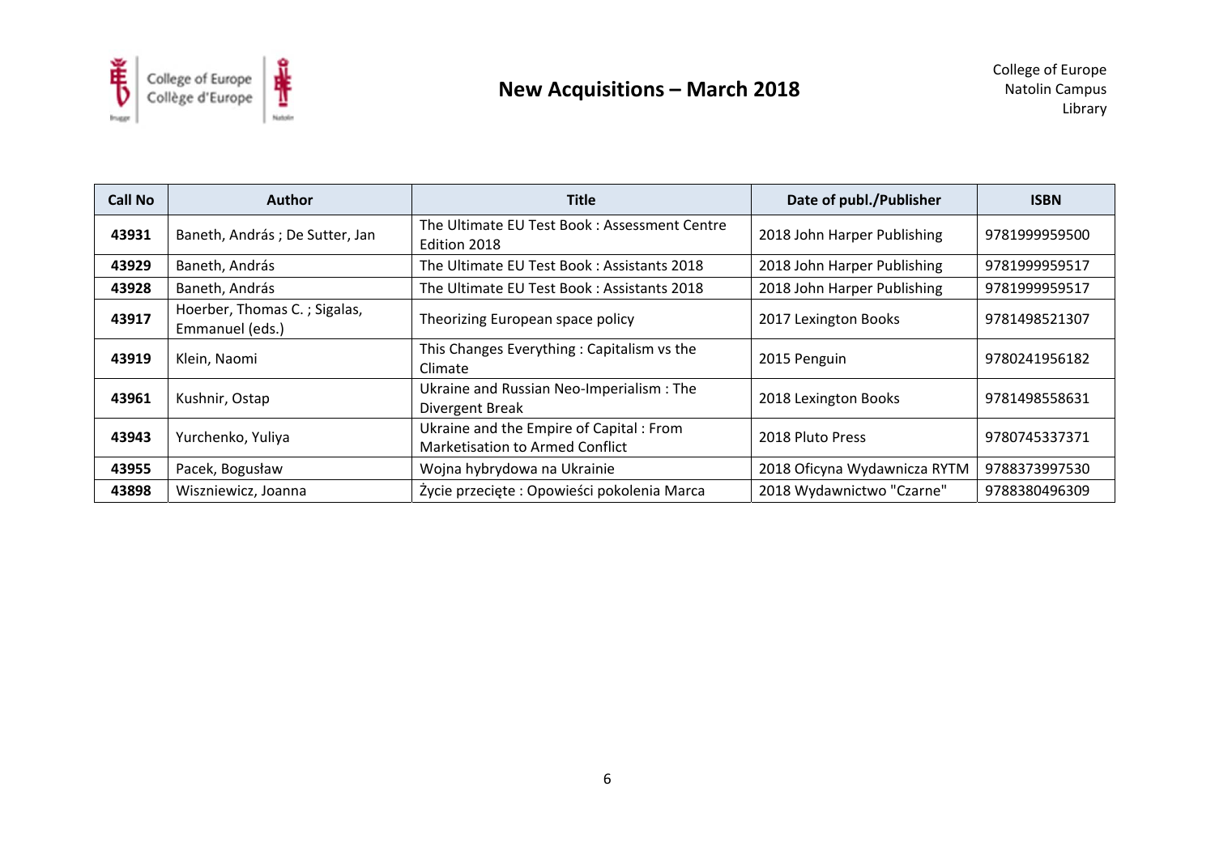# New Acquisitions – March 2018

College of Europe
Natolin Campus
Library

| Call No | Author | Title | Date of publ./Publisher | ISBN |
|---|---|---|---|---|
| **43931** | Baneth, András ; De Sutter, Jan | The Ultimate EU Test Book : Assessment Centre Edition 2018 | 2018 John Harper Publishing | 9781999959500 |
| **43929** | Baneth, András | The Ultimate EU Test Book : Assistants 2018 | 2018 John Harper Publishing | 9781999959517 |
| **43928** | Baneth, András | The Ultimate EU Test Book : Assistants 2018 | 2018 John Harper Publishing | 9781999959517 |
| **43917** | Hoerber, Thomas C. ; Sigalas, Emmanuel (eds.) | Theorizing European space policy | 2017 Lexington Books | 9781498521307 |
| **43919** | Klein, Naomi | This Changes Everything : Capitalism vs the Climate | 2015 Penguin | 9780241956182 |
| **43961** | Kushnir, Ostap | Ukraine and Russian Neo-Imperialism : The Divergent Break | 2018 Lexington Books | 9781498558631 |
| **43943** | Yurchenko, Yuliya | Ukraine and the Empire of Capital : From Marketisation to Armed Conflict | 2018 Pluto Press | 9780745337371 |
| **43955** | Pacek, Bogusław | Wojna hybrydowa na Ukrainie | 2018 Oficyna Wydawnicza RYTM | 9788373997530 |
| **43898** | Wiszniewicz, Joanna | Życie przecięte : Opowieści pokolenia Marca | 2018 Wydawnictwo "Czarne" | 9788380496309 |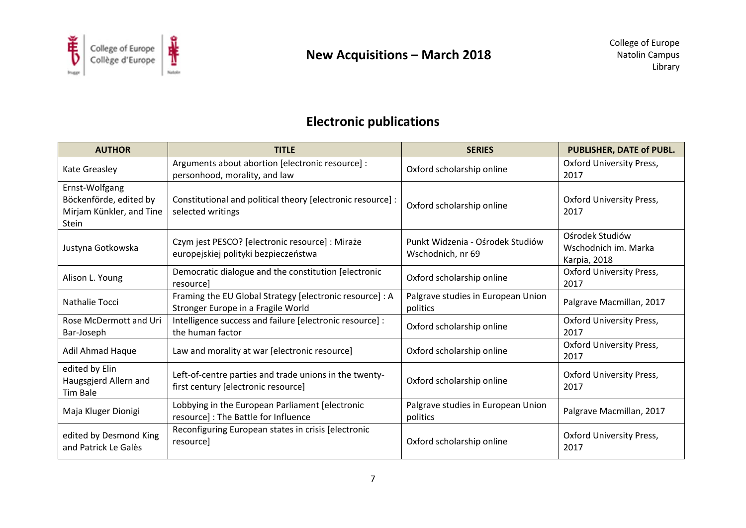# New Acquisitions – March 2018

College of Europe
Natolin Campus
Library

## Electronic publications

| AUTHOR | TITLE | SERIES | PUBLISHER, DATE of PUBL. |
|---|---|---|---|
| Kate Greasley | Arguments about abortion [electronic resource] : personhood, morality, and law | Oxford scholarship online | Oxford University Press, 2017 |
| Ernst-Wolfgang Böckenförde, edited by Mirjam Künkler, and Tine Stein | Constitutional and political theory [electronic resource] : selected writings | Oxford scholarship online | Oxford University Press, 2017 |
| Justyna Gotkowska | Czym jest PESCO? [electronic resource] : Miraże europejskiej polityki bezpieczeństwa | Punkt Widzenia - Ośrodek Studiów Wschodnich, nr 69 | Ośrodek Studiów Wschodnich im. Marka Karpia, 2018 |
| Alison L. Young | Democratic dialogue and the constitution [electronic resource] | Oxford scholarship online | Oxford University Press, 2017 |
| Nathalie Tocci | Framing the EU Global Strategy [electronic resource] : A Stronger Europe in a Fragile World | Palgrave studies in European Union politics | Palgrave Macmillan, 2017 |
| Rose McDermott and Uri Bar-Joseph | Intelligence success and failure [electronic resource] : the human factor | Oxford scholarship online | Oxford University Press, 2017 |
| Adil Ahmad Haque | Law and morality at war [electronic resource] | Oxford scholarship online | Oxford University Press, 2017 |
| edited by Elin Haugsgjerd Allern and Tim Bale | Left-of-centre parties and trade unions in the twenty-first century [electronic resource] | Oxford scholarship online | Oxford University Press, 2017 |
| Maja Kluger Dionigi | Lobbying in the European Parliament [electronic resource] : The Battle for Influence | Palgrave studies in European Union politics | Palgrave Macmillan, 2017 |
| edited by Desmond King and Patrick Le Galès | Reconfiguring European states in crisis [electronic resource] | Oxford scholarship online | Oxford University Press, 2017 |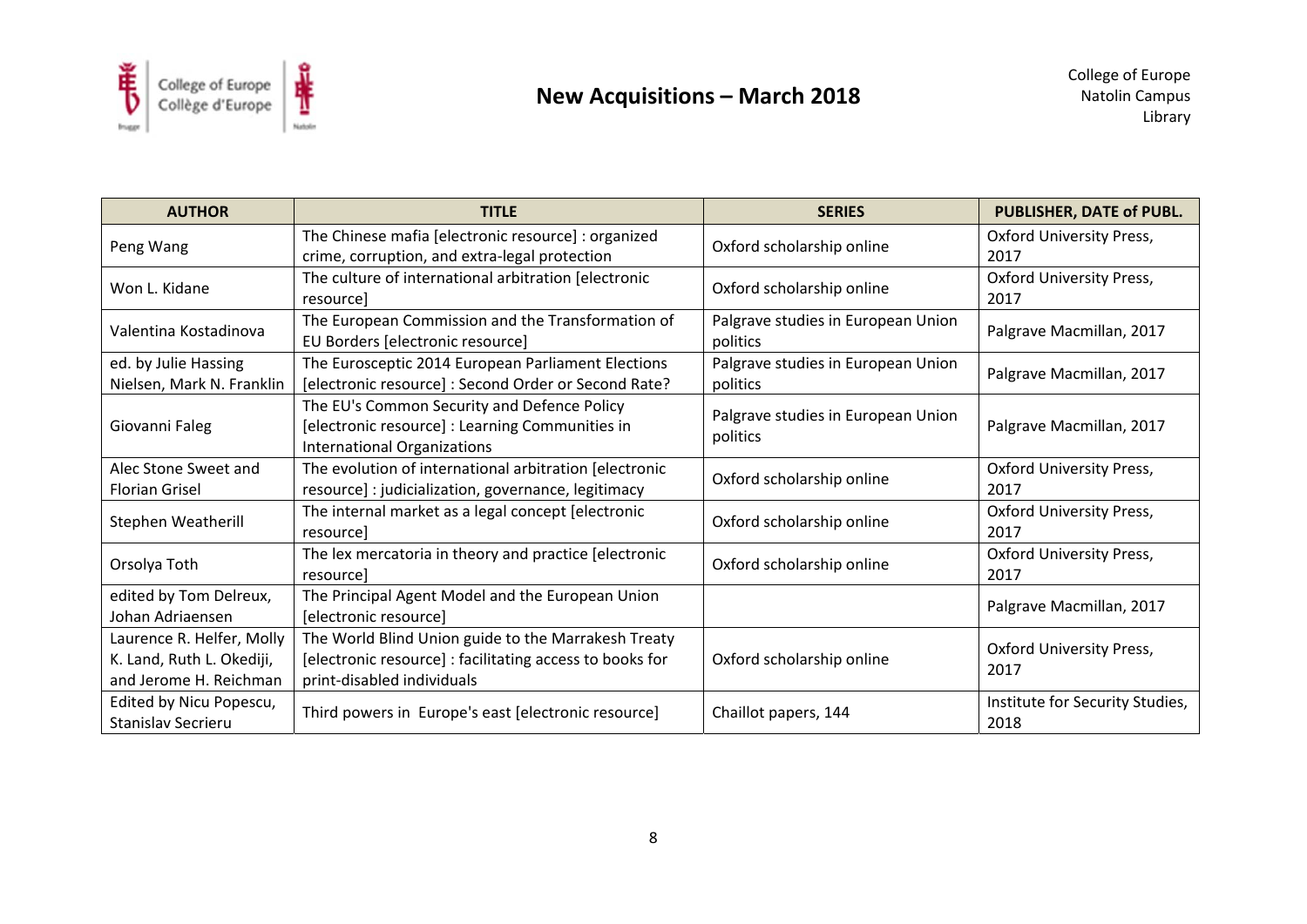College of Europe
Collège d'Europe

# New Acquisitions – March 2018

College of Europe
Natolin Campus
Library

| AUTHOR | TITLE | SERIES | PUBLISHER, DATE of PUBL. |
|---|---|---|---|
| Peng Wang | The Chinese mafia [electronic resource] : organized crime, corruption, and extra-legal protection | Oxford scholarship online | Oxford University Press, 2017 |
| Won L. Kidane | The culture of international arbitration [electronic resource] | Oxford scholarship online | Oxford University Press, 2017 |
| Valentina Kostadinova | The European Commission and the Transformation of EU Borders [electronic resource] | Palgrave studies in European Union politics | Palgrave Macmillan, 2017 |
| ed. by Julie Hassing Nielsen, Mark N. Franklin | The Eurosceptic 2014 European Parliament Elections [electronic resource] : Second Order or Second Rate? | Palgrave studies in European Union politics | Palgrave Macmillan, 2017 |
| Giovanni Faleg | The EU's Common Security and Defence Policy [electronic resource] : Learning Communities in International Organizations | Palgrave studies in European Union politics | Palgrave Macmillan, 2017 |
| Alec Stone Sweet and Florian Grisel | The evolution of international arbitration [electronic resource] : judicialization, governance, legitimacy | Oxford scholarship online | Oxford University Press, 2017 |
| Stephen Weatherill | The internal market as a legal concept [electronic resource] | Oxford scholarship online | Oxford University Press, 2017 |
| Orsolya Toth | The lex mercatoria in theory and practice [electronic resource] | Oxford scholarship online | Oxford University Press, 2017 |
| edited by Tom Delreux, Johan Adriaensen | The Principal Agent Model and the European Union [electronic resource] | | Palgrave Macmillan, 2017 |
| Laurence R. Helfer, Molly K. Land, Ruth L. Okediji, and Jerome H. Reichman | The World Blind Union guide to the Marrakesh Treaty [electronic resource] : facilitating access to books for print-disabled individuals | Oxford scholarship online | Oxford University Press, 2017 |
| Edited by Nicu Popescu, Stanislav Secrieru | Third powers in Europe's east [electronic resource] | Chaillot papers, 144 | Institute for Security Studies, 2018 |